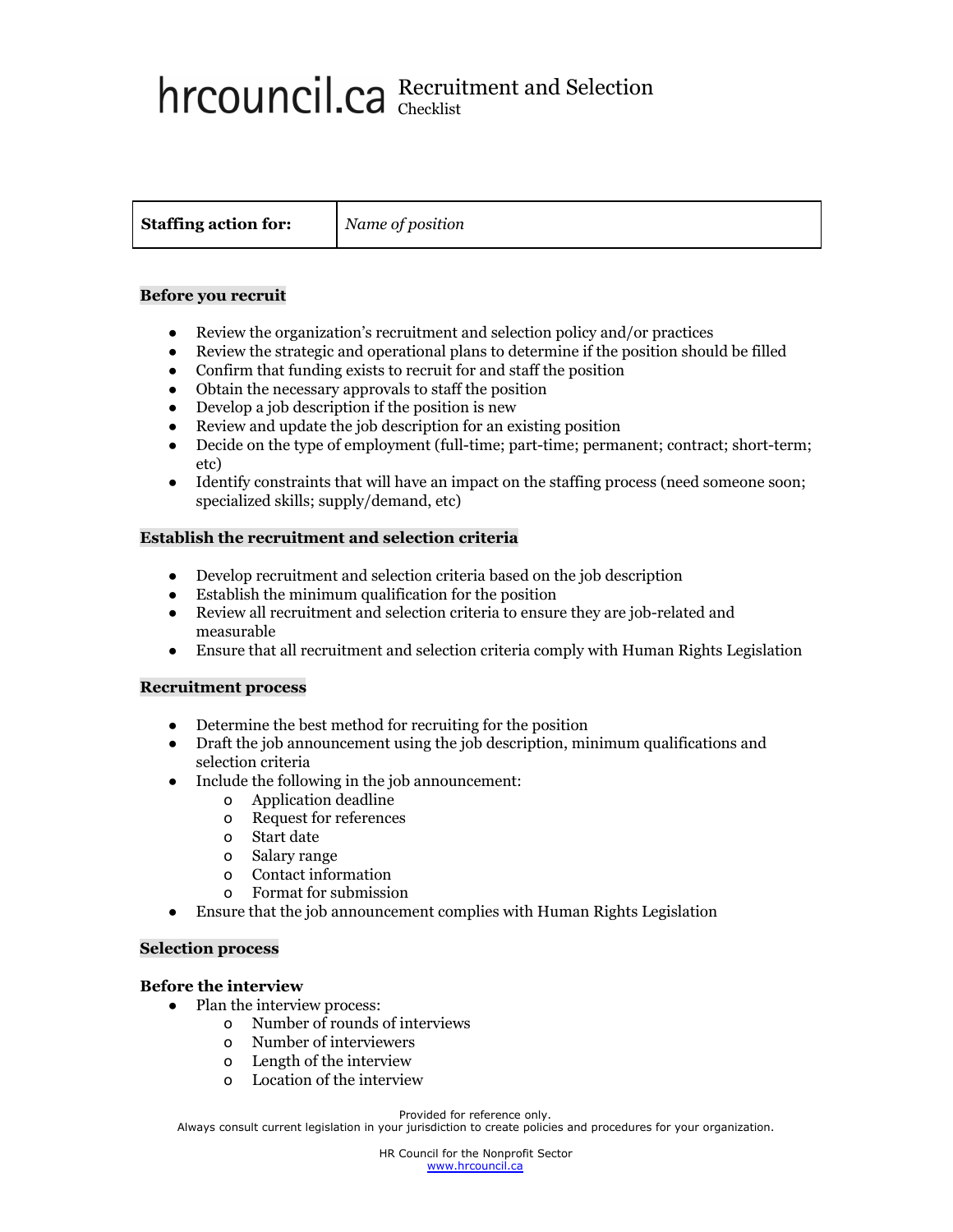# hrcouncil.ca Recruitment and Selection Checklist

| Staffing action for: | *Name of position* |
|---|---|

**Before you recruit**

- Review the organization's recruitment and selection policy and/or practices
- Review the strategic and operational plans to determine if the position should be filled
- Confirm that funding exists to recruit for and staff the position
- Obtain the necessary approvals to staff the position
- Develop a job description if the position is new
- Review and update the job description for an existing position
- Decide on the type of employment (full-time; part-time; permanent; contract; short-term; etc)
- Identify constraints that will have an impact on the staffing process (need someone soon; specialized skills; supply/demand, etc)

**Establish the recruitment and selection criteria**

- Develop recruitment and selection criteria based on the job description
- Establish the minimum qualification for the position
- Review all recruitment and selection criteria to ensure they are job-related and measurable
- Ensure that all recruitment and selection criteria comply with Human Rights Legislation

**Recruitment process**

- Determine the best method for recruiting for the position
- Draft the job announcement using the job description, minimum qualifications and selection criteria
- Include the following in the job announcement:
  - Application deadline
  - Request for references
  - Start date
  - Salary range
  - Contact information
  - Format for submission
- Ensure that the job announcement complies with Human Rights Legislation

**Selection process**

**Before the interview**

- Plan the interview process:
  - Number of rounds of interviews
  - Number of interviewers
  - Length of the interview
  - Location of the interview

Provided for reference only.
Always consult current legislation in your jurisdiction to create policies and procedures for your organization.

HR Council for the Nonprofit Sector
www.hrcouncil.ca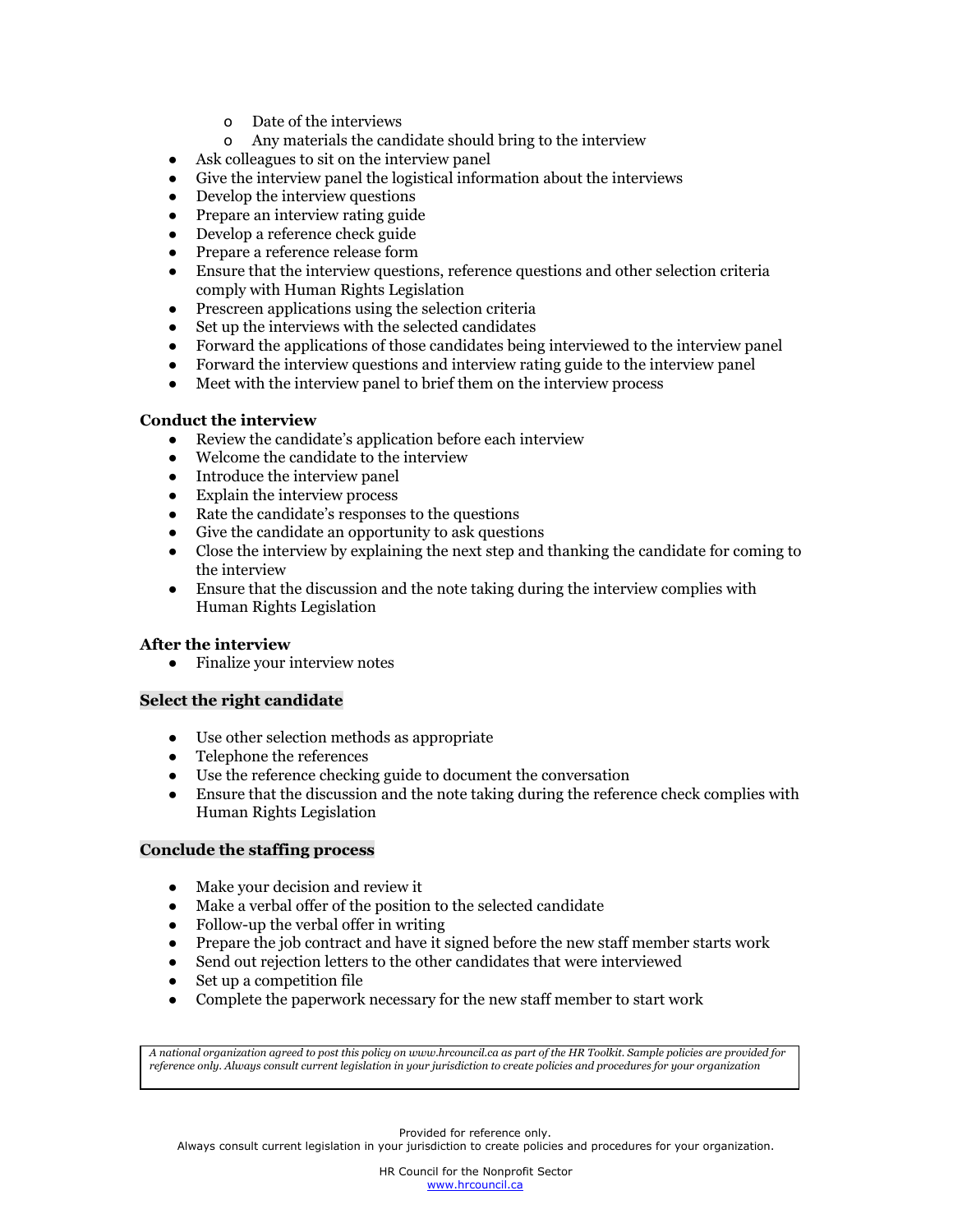- Date of the interviews
  - Any materials the candidate should bring to the interview
- Ask colleagues to sit on the interview panel
- Give the interview panel the logistical information about the interviews
- Develop the interview questions
- Prepare an interview rating guide
- Develop a reference check guide
- Prepare a reference release form
- Ensure that the interview questions, reference questions and other selection criteria comply with Human Rights Legislation
- Prescreen applications using the selection criteria
- Set up the interviews with the selected candidates
- Forward the applications of those candidates being interviewed to the interview panel
- Forward the interview questions and interview rating guide to the interview panel
- Meet with the interview panel to brief them on the interview process

**Conduct the interview**

- Review the candidate's application before each interview
- Welcome the candidate to the interview
- Introduce the interview panel
- Explain the interview process
- Rate the candidate's responses to the questions
- Give the candidate an opportunity to ask questions
- Close the interview by explaining the next step and thanking the candidate for coming to the interview
- Ensure that the discussion and the note taking during the interview complies with Human Rights Legislation

**After the interview**

- Finalize your interview notes

**Select the right candidate**

- Use other selection methods as appropriate
- Telephone the references
- Use the reference checking guide to document the conversation
- Ensure that the discussion and the note taking during the reference check complies with Human Rights Legislation

**Conclude the staffing process**

- Make your decision and review it
- Make a verbal offer of the position to the selected candidate
- Follow-up the verbal offer in writing
- Prepare the job contract and have it signed before the new staff member starts work
- Send out rejection letters to the other candidates that were interviewed
- Set up a competition file
- Complete the paperwork necessary for the new staff member to start work

*A national organization agreed to post this policy on www.hrcouncil.ca as part of the HR Toolkit. Sample policies are provided for reference only. Always consult current legislation in your jurisdiction to create policies and procedures for your organization*